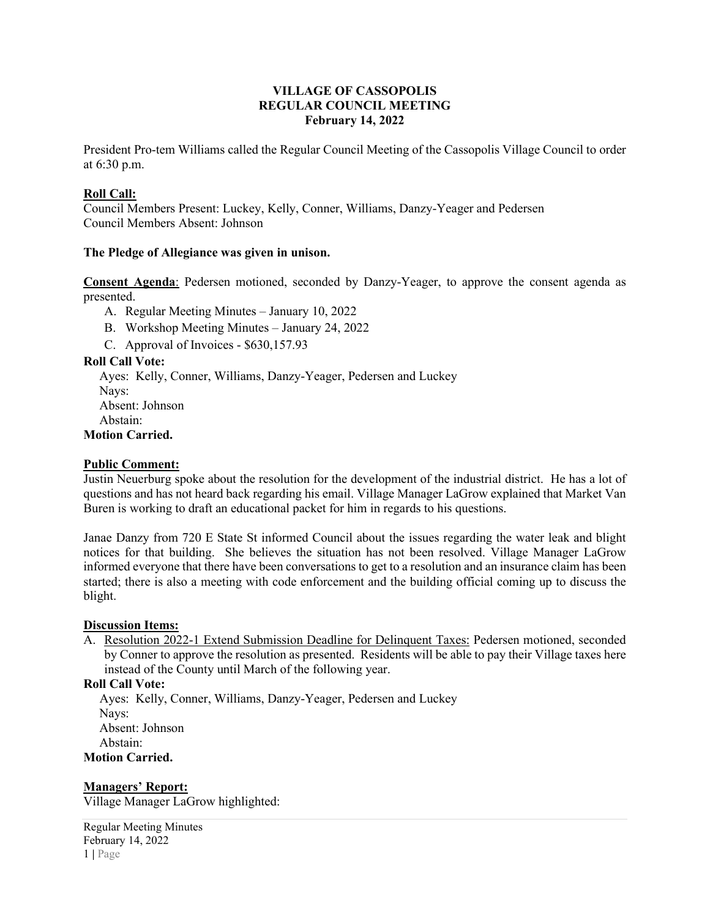**VILLAGE OF CASSOPOLIS**
**REGULAR COUNCIL MEETING**
**February 14, 2022**

President Pro-tem Williams called the Regular Council Meeting of the Cassopolis Village Council to order at 6:30 p.m.

**Roll Call:**
Council Members Present: Luckey, Kelly, Conner, Williams, Danzy-Yeager and Pedersen
Council Members Absent: Johnson

**The Pledge of Allegiance was given in unison.**

**Consent Agenda**: Pedersen motioned, seconded by Danzy-Yeager, to approve the consent agenda as presented.

A. Regular Meeting Minutes – January 10, 2022
B. Workshop Meeting Minutes – January 24, 2022
C. Approval of Invoices - $630,157.93

**Roll Call Vote:**
Ayes: Kelly, Conner, Williams, Danzy-Yeager, Pedersen and Luckey
Nays:
Absent: Johnson
Abstain:
**Motion Carried.**

**Public Comment:**
Justin Neuerburg spoke about the resolution for the development of the industrial district. He has a lot of questions and has not heard back regarding his email. Village Manager LaGrow explained that Market Van Buren is working to draft an educational packet for him in regards to his questions.

Janae Danzy from 720 E State St informed Council about the issues regarding the water leak and blight notices for that building. She believes the situation has not been resolved. Village Manager LaGrow informed everyone that there have been conversations to get to a resolution and an insurance claim has been started; there is also a meeting with code enforcement and the building official coming up to discuss the blight.

**Discussion Items:**

A. Resolution 2022-1 Extend Submission Deadline for Delinquent Taxes: Pedersen motioned, seconded by Conner to approve the resolution as presented. Residents will be able to pay their Village taxes here instead of the County until March of the following year.

**Roll Call Vote:**
Ayes: Kelly, Conner, Williams, Danzy-Yeager, Pedersen and Luckey
Nays:
Absent: Johnson
Abstain:
**Motion Carried.**

**Managers' Report:**
Village Manager LaGrow highlighted: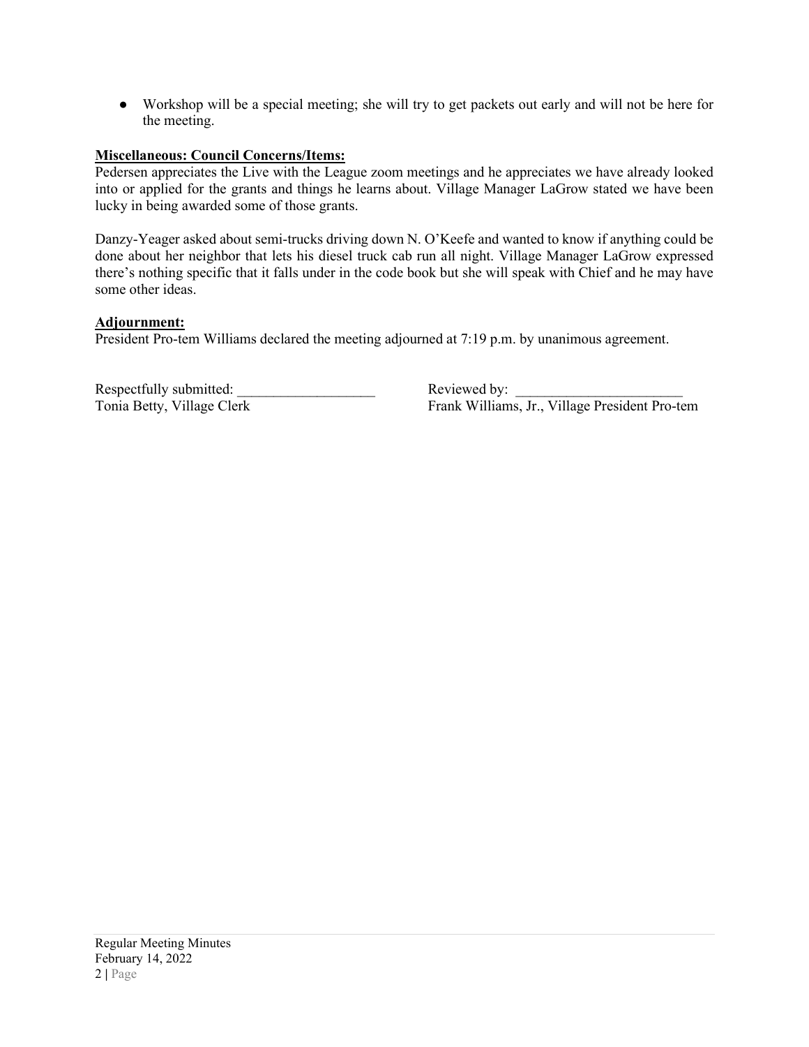- Workshop will be a special meeting; she will try to get packets out early and will not be here for the meeting.

**Miscellaneous: Council Concerns/Items:**

Pedersen appreciates the Live with the League zoom meetings and he appreciates we have already looked into or applied for the grants and things he learns about. Village Manager LaGrow stated we have been lucky in being awarded some of those grants.

Danzy-Yeager asked about semi-trucks driving down N. O'Keefe and wanted to know if anything could be done about her neighbor that lets his diesel truck cab run all night. Village Manager LaGrow expressed there's nothing specific that it falls under in the code book but she will speak with Chief and he may have some other ideas.

**Adjournment:**

President Pro-tem Williams declared the meeting adjourned at 7:19 p.m. by unanimous agreement.

Respectfully submitted: ___________________
Tonia Betty, Village Clerk

Reviewed by: _______________________
Frank Williams, Jr., Village President Pro-tem